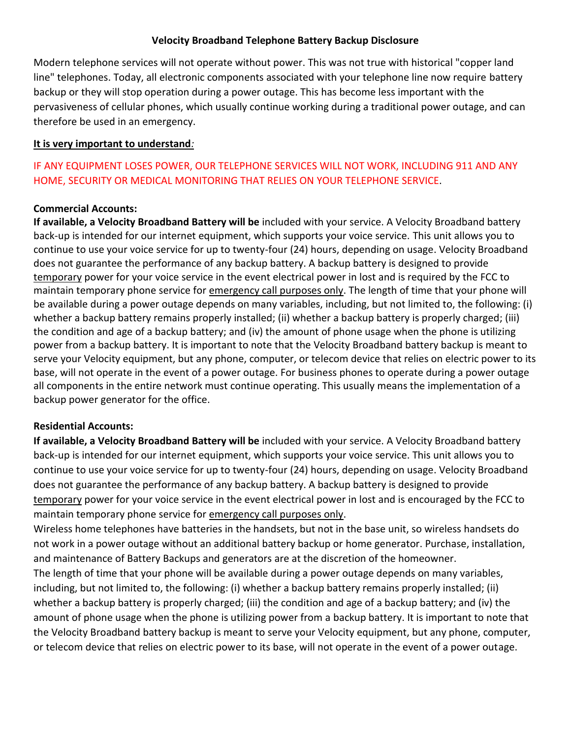# Velocity Broadband Telephone Battery Backup Disclosure

Modern telephone services will not operate without power. This was not true with historical "copper land line" telephones. Today, all electronic components associated with your telephone line now require battery backup or they will stop operation during a power outage. This has become less important with the pervasiveness of cellular phones, which usually continue working during a traditional power outage, and can therefore be used in an emergency.

**It is very important to understand***:*

IF ANY EQUIPMENT LOSES POWER, OUR TELEPHONE SERVICES WILL NOT WORK, INCLUDING 911 AND ANY HOME, SECURITY OR MEDICAL MONITORING THAT RELIES ON YOUR TELEPHONE SERVICE.

**Commercial Accounts:**

**If available, a Velocity Broadband Battery will be** included with your service. A Velocity Broadband battery back-up is intended for our internet equipment, which supports your voice service. This unit allows you to continue to use your voice service for up to twenty-four (24) hours, depending on usage. Velocity Broadband does not guarantee the performance of any backup battery. A backup battery is designed to provide temporary power for your voice service in the event electrical power in lost and is required by the FCC to maintain temporary phone service for emergency call purposes only. The length of time that your phone will be available during a power outage depends on many variables, including, but not limited to, the following: (i) whether a backup battery remains properly installed; (ii) whether a backup battery is properly charged; (iii) the condition and age of a backup battery; and (iv) the amount of phone usage when the phone is utilizing power from a backup battery. It is important to note that the Velocity Broadband battery backup is meant to serve your Velocity equipment, but any phone, computer, or telecom device that relies on electric power to its base, will not operate in the event of a power outage. For business phones to operate during a power outage all components in the entire network must continue operating. This usually means the implementation of a backup power generator for the office.

**Residential Accounts:**

**If available, a Velocity Broadband Battery will be** included with your service. A Velocity Broadband battery back-up is intended for our internet equipment, which supports your voice service. This unit allows you to continue to use your voice service for up to twenty-four (24) hours, depending on usage. Velocity Broadband does not guarantee the performance of any backup battery. A backup battery is designed to provide temporary power for your voice service in the event electrical power in lost and is encouraged by the FCC to maintain temporary phone service for emergency call purposes only.

Wireless home telephones have batteries in the handsets, but not in the base unit, so wireless handsets do not work in a power outage without an additional battery backup or home generator. Purchase, installation, and maintenance of Battery Backups and generators are at the discretion of the homeowner.

The length of time that your phone will be available during a power outage depends on many variables, including, but not limited to, the following: (i) whether a backup battery remains properly installed; (ii) whether a backup battery is properly charged; (iii) the condition and age of a backup battery; and (iv) the amount of phone usage when the phone is utilizing power from a backup battery. It is important to note that the Velocity Broadband battery backup is meant to serve your Velocity equipment, but any phone, computer, or telecom device that relies on electric power to its base, will not operate in the event of a power outage.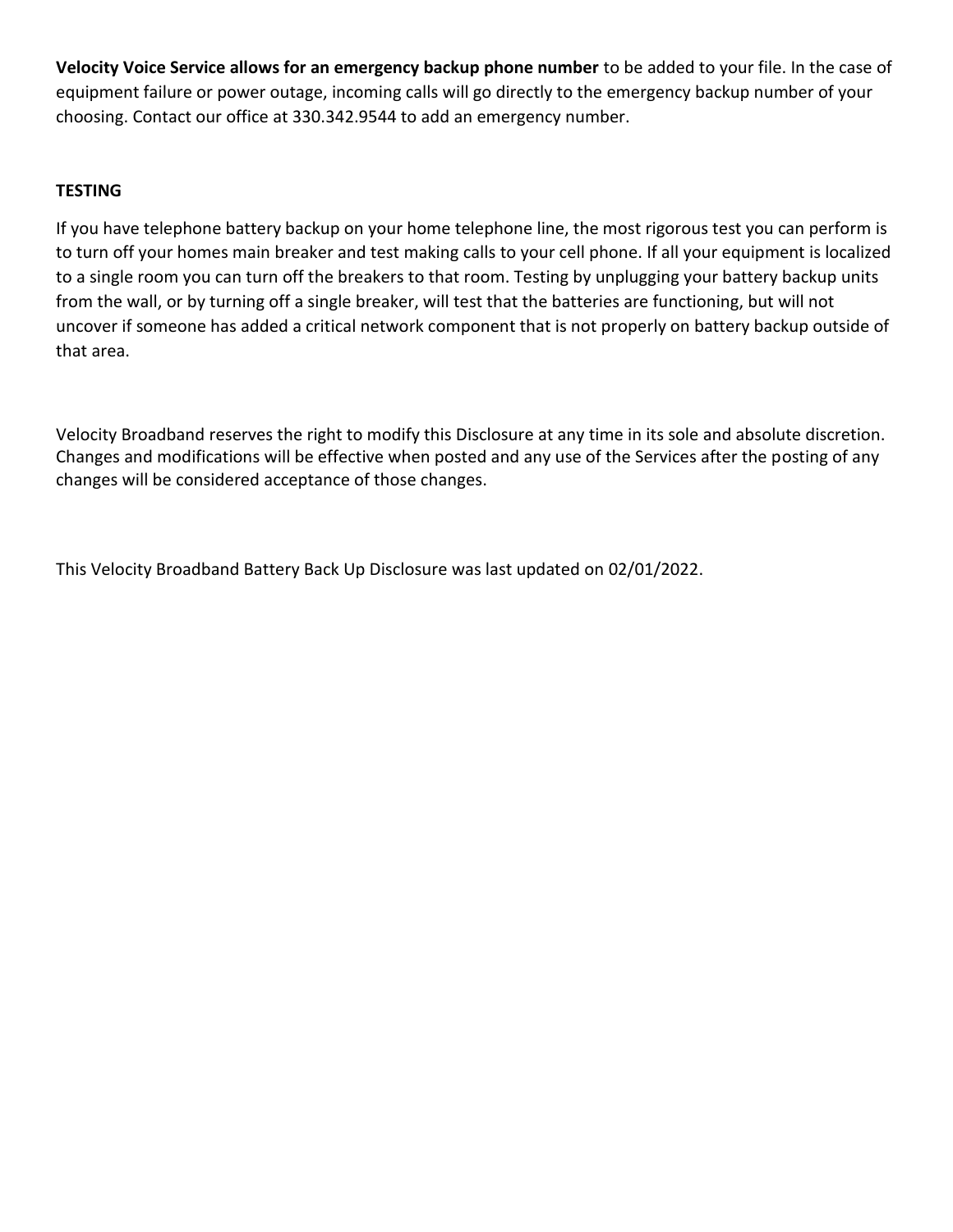**Velocity Voice Service allows for an emergency backup phone number** to be added to your file. In the case of equipment failure or power outage, incoming calls will go directly to the emergency backup number of your choosing. Contact our office at 330.342.9544 to add an emergency number.

**TESTING**

If you have telephone battery backup on your home telephone line, the most rigorous test you can perform is to turn off your homes main breaker and test making calls to your cell phone. If all your equipment is localized to a single room you can turn off the breakers to that room. Testing by unplugging your battery backup units from the wall, or by turning off a single breaker, will test that the batteries are functioning, but will not uncover if someone has added a critical network component that is not properly on battery backup outside of that area.

Velocity Broadband reserves the right to modify this Disclosure at any time in its sole and absolute discretion. Changes and modifications will be effective when posted and any use of the Services after the posting of any changes will be considered acceptance of those changes.

This Velocity Broadband Battery Back Up Disclosure was last updated on 02/01/2022.